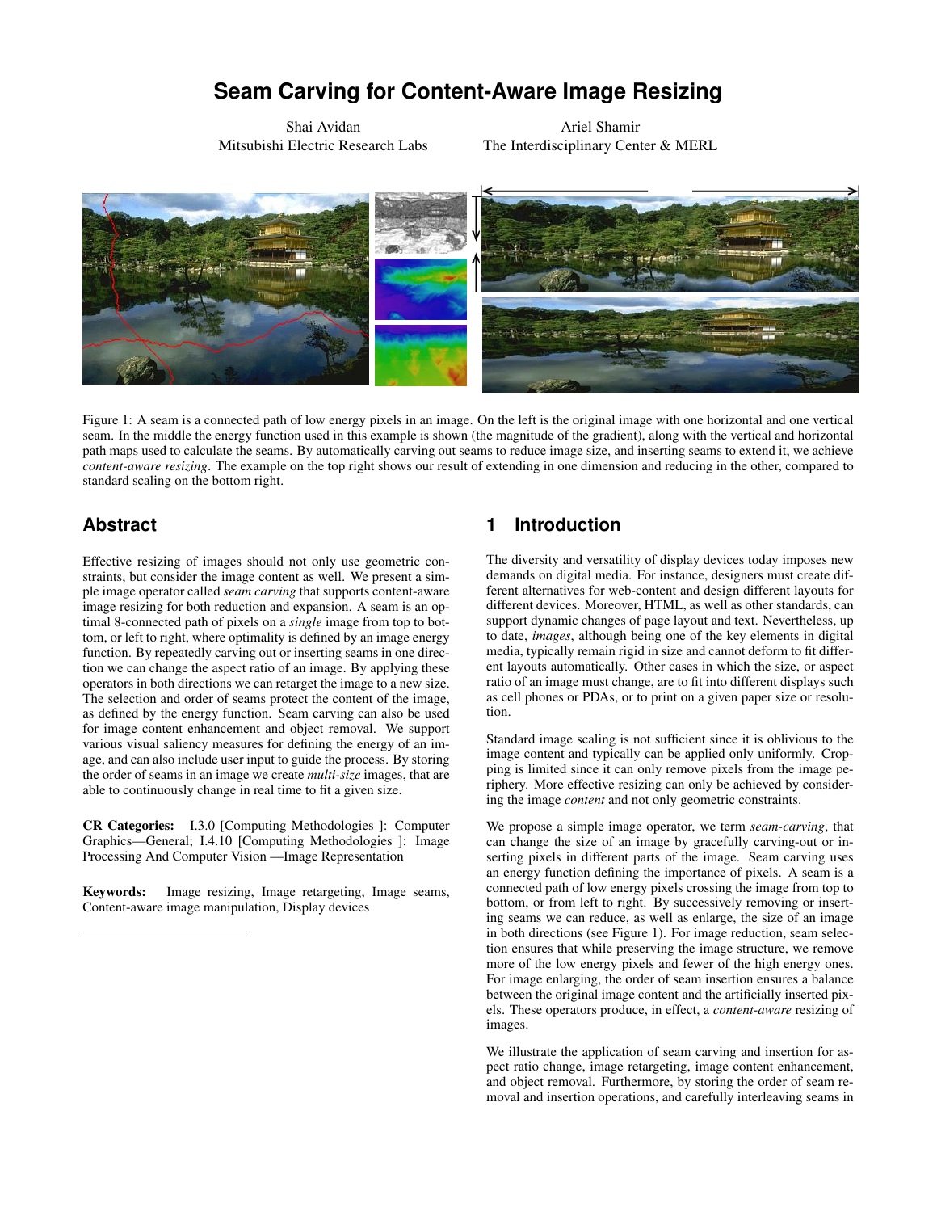# Seam Carving for Content-Aware Image Resizing

Shai Avidan
Mitsubishi Electric Research Labs

Ariel Shamir
The Interdisciplinary Center & MERL

Figure 1: A seam is a connected path of low energy pixels in an image. On the left is the original image with one horizontal and one vertical seam. In the middle the energy function used in this example is shown (the magnitude of the gradient), along with the vertical and horizontal path maps used to calculate the seams. By automatically carving out seams to reduce image size, and inserting seams to extend it, we achieve *content-aware resizing*. The example on the top right shows our result of extending in one dimension and reducing in the other, compared to standard scaling on the bottom right.

## Abstract

Effective resizing of images should not only use geometric constraints, but consider the image content as well. We present a simple image operator called *seam carving* that supports content-aware image resizing for both reduction and expansion. A seam is an optimal 8-connected path of pixels on a *single* image from top to bottom, or left to right, where optimality is defined by an image energy function. By repeatedly carving out or inserting seams in one direction we can change the aspect ratio of an image. By applying these operators in both directions we can retarget the image to a new size. The selection and order of seams protect the content of the image, as defined by the energy function. Seam carving can also be used for image content enhancement and object removal. We support various visual saliency measures for defining the energy of an image, and can also include user input to guide the process. By storing the order of seams in an image we create *multi-size* images, that are able to continuously change in real time to fit a given size.

**CR Categories:** I.3.0 [Computing Methodologies ]: Computer Graphics—General; I.4.10 [Computing Methodologies ]: Image Processing And Computer Vision —Image Representation

**Keywords:** Image resizing, Image retargeting, Image seams, Content-aware image manipulation, Display devices

## 1 Introduction

The diversity and versatility of display devices today imposes new demands on digital media. For instance, designers must create different alternatives for web-content and design different layouts for different devices. Moreover, HTML, as well as other standards, can support dynamic changes of page layout and text. Nevertheless, up to date, *images*, although being one of the key elements in digital media, typically remain rigid in size and cannot deform to fit different layouts automatically. Other cases in which the size, or aspect ratio of an image must change, are to fit into different displays such as cell phones or PDAs, or to print on a given paper size or resolution.

Standard image scaling is not sufficient since it is oblivious to the image content and typically can be applied only uniformly. Cropping is limited since it can only remove pixels from the image periphery. More effective resizing can only be achieved by considering the image *content* and not only geometric constraints.

We propose a simple image operator, we term *seam-carving*, that can change the size of an image by gracefully carving-out or inserting pixels in different parts of the image. Seam carving uses an energy function defining the importance of pixels. A seam is a connected path of low energy pixels crossing the image from top to bottom, or from left to right. By successively removing or inserting seams we can reduce, as well as enlarge, the size of an image in both directions (see Figure 1). For image reduction, seam selection ensures that while preserving the image structure, we remove more of the low energy pixels and fewer of the high energy ones. For image enlarging, the order of seam insertion ensures a balance between the original image content and the artificially inserted pixels. These operators produce, in effect, a *content-aware* resizing of images.

We illustrate the application of seam carving and insertion for aspect ratio change, image retargeting, image content enhancement, and object removal. Furthermore, by storing the order of seam removal and insertion operations, and carefully interleaving seams in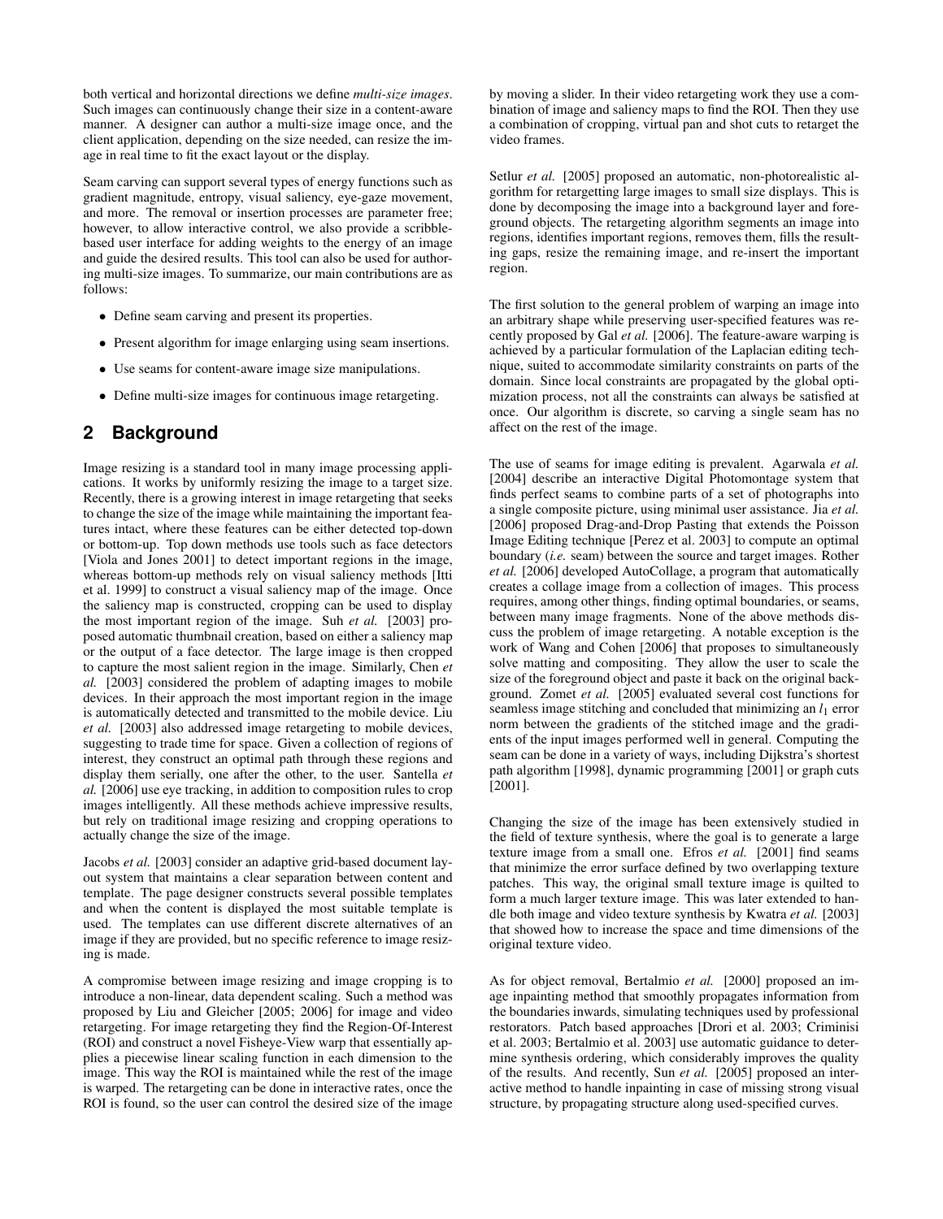both vertical and horizontal directions we define *multi-size images*. Such images can continuously change their size in a content-aware manner. A designer can author a multi-size image once, and the client application, depending on the size needed, can resize the image in real time to fit the exact layout or the display.

Seam carving can support several types of energy functions such as gradient magnitude, entropy, visual saliency, eye-gaze movement, and more. The removal or insertion processes are parameter free; however, to allow interactive control, we also provide a scribble-based user interface for adding weights to the energy of an image and guide the desired results. This tool can also be used for authoring multi-size images. To summarize, our main contributions are as follows:

- Define seam carving and present its properties.
- Present algorithm for image enlarging using seam insertions.
- Use seams for content-aware image size manipulations.
- Define multi-size images for continuous image retargeting.

## 2 Background

Image resizing is a standard tool in many image processing applications. It works by uniformly resizing the image to a target size. Recently, there is a growing interest in image retargeting that seeks to change the size of the image while maintaining the important features intact, where these features can be either detected top-down or bottom-up. Top down methods use tools such as face detectors [Viola and Jones 2001] to detect important regions in the image, whereas bottom-up methods rely on visual saliency methods [Itti et al. 1999] to construct a visual saliency map of the image. Once the saliency map is constructed, cropping can be used to display the most important region of the image. Suh *et al.* [2003] proposed automatic thumbnail creation, based on either a saliency map or the output of a face detector. The large image is then cropped to capture the most salient region in the image. Similarly, Chen *et al.* [2003] considered the problem of adapting images to mobile devices. In their approach the most important region in the image is automatically detected and transmitted to the mobile device. Liu *et al.* [2003] also addressed image retargeting to mobile devices, suggesting to trade time for space. Given a collection of regions of interest, they construct an optimal path through these regions and display them serially, one after the other, to the user. Santella *et al.* [2006] use eye tracking, in addition to composition rules to crop images intelligently. All these methods achieve impressive results, but rely on traditional image resizing and cropping operations to actually change the size of the image.

Jacobs *et al.* [2003] consider an adaptive grid-based document layout system that maintains a clear separation between content and template. The page designer constructs several possible templates and when the content is displayed the most suitable template is used. The templates can use different discrete alternatives of an image if they are provided, but no specific reference to image resizing is made.

A compromise between image resizing and image cropping is to introduce a non-linear, data dependent scaling. Such a method was proposed by Liu and Gleicher [2005; 2006] for image and video retargeting. For image retargeting they find the Region-Of-Interest (ROI) and construct a novel Fisheye-View warp that essentially applies a piecewise linear scaling function in each dimension to the image. This way the ROI is maintained while the rest of the image is warped. The retargeting can be done in interactive rates, once the ROI is found, so the user can control the desired size of the image by moving a slider. In their video retargeting work they use a combination of image and saliency maps to find the ROI. Then they use a combination of cropping, virtual pan and shot cuts to retarget the video frames.

Setlur *et al.* [2005] proposed an automatic, non-photorealistic algorithm for retargetting large images to small size displays. This is done by decomposing the image into a background layer and foreground objects. The retargeting algorithm segments an image into regions, identifies important regions, removes them, fills the resulting gaps, resize the remaining image, and re-insert the important region.

The first solution to the general problem of warping an image into an arbitrary shape while preserving user-specified features was recently proposed by Gal *et al.* [2006]. The feature-aware warping is achieved by a particular formulation of the Laplacian editing technique, suited to accommodate similarity constraints on parts of the domain. Since local constraints are propagated by the global optimization process, not all the constraints can always be satisfied at once. Our algorithm is discrete, so carving a single seam has no affect on the rest of the image.

The use of seams for image editing is prevalent. Agarwala *et al.* [2004] describe an interactive Digital Photomontage system that finds perfect seams to combine parts of a set of photographs into a single composite picture, using minimal user assistance. Jia *et al.* [2006] proposed Drag-and-Drop Pasting that extends the Poisson Image Editing technique [Perez et al. 2003] to compute an optimal boundary (*i.e.* seam) between the source and target images. Rother *et al.* [2006] developed AutoCollage, a program that automatically creates a collage image from a collection of images. This process requires, among other things, finding optimal boundaries, or seams, between many image fragments. None of the above methods discuss the problem of image retargeting. A notable exception is the work of Wang and Cohen [2006] that proposes to simultaneously solve matting and compositing. They allow the user to scale the size of the foreground object and paste it back on the original background. Zomet *et al.* [2005] evaluated several cost functions for seamless image stitching and concluded that minimizing an $l_1$ error norm between the gradients of the stitched image and the gradients of the input images performed well in general. Computing the seam can be done in a variety of ways, including Dijkstra's shortest path algorithm [1998], dynamic programming [2001] or graph cuts [2001].

Changing the size of the image has been extensively studied in the field of texture synthesis, where the goal is to generate a large texture image from a small one. Efros *et al.* [2001] find seams that minimize the error surface defined by two overlapping texture patches. This way, the original small texture image is quilted to form a much larger texture image. This was later extended to handle both image and video texture synthesis by Kwatra *et al.* [2003] that showed how to increase the space and time dimensions of the original texture video.

As for object removal, Bertalmio *et al.* [2000] proposed an image inpainting method that smoothly propagates information from the boundaries inwards, simulating techniques used by professional restorators. Patch based approaches [Drori et al. 2003; Criminisi et al. 2003; Bertalmio et al. 2003] use automatic guidance to determine synthesis ordering, which considerably improves the quality of the results. And recently, Sun *et al.* [2005] proposed an interactive method to handle inpainting in case of missing strong visual structure, by propagating structure along used-specified curves.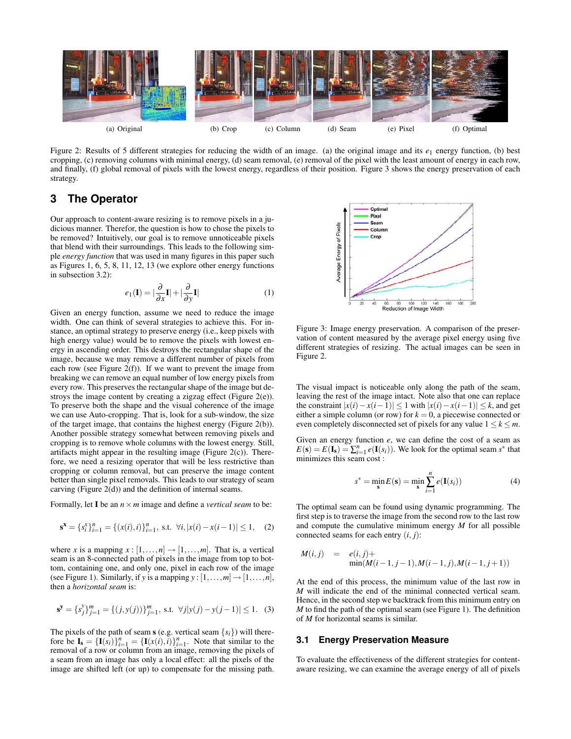(a) Original (b) Crop (c) Column (d) Seam (e) Pixel (f) Optimal

Figure 2: Results of 5 different strategies for reducing the width of an image. (a) the original image and its $e_1$ energy function, (b) best cropping, (c) removing columns with minimal energy, (d) seam removal, (e) removal of the pixel with the least amount of energy in each row, and finally, (f) global removal of pixels with the lowest energy, regardless of their position. Figure 3 shows the energy preservation of each strategy.

## 3 The Operator

Our approach to content-aware resizing is to remove pixels in a judicious manner. Therefor, the question is how to chose the pixels to be removed? Intuitively, our goal is to remove unnoticeable pixels that blend with their surroundings. This leads to the following simple *energy function* that was used in many figures in this paper such as Figures 1, 6, 5, 8, 11, 12, 13 (we explore other energy functions in subsection 3.2):

$$e_1(\mathbf{I}) = |\frac{\partial}{\partial x}\mathbf{I}| + |\frac{\partial}{\partial y}\mathbf{I}| \tag{1}$$

Given an energy function, assume we need to reduce the image width. One can think of several strategies to achieve this. For instance, an optimal strategy to preserve energy (i.e., keep pixels with high energy value) would be to remove the pixels with lowest energy in ascending order. This destroys the rectangular shape of the image, because we may remove a different number of pixels from each row (see Figure 2(f)). If we want to prevent the image from breaking we can remove an equal number of low energy pixels from every row. This preserves the rectangular shape of the image but destroys the image content by creating a zigzag effect (Figure 2(e)). To preserve both the shape and the visual coherence of the image we can use Auto-cropping. That is, look for a sub-window, the size of the target image, that contains the highest energy (Figure 2(b)). Another possible strategy somewhat between removing pixels and cropping is to remove whole columns with the lowest energy. Still, artifacts might appear in the resulting image (Figure 2(c)). Therefore, we need a resizing operator that will be less restrictive than cropping or column removal, but can preserve the image content better than single pixel removals. This leads to our strategy of seam carving (Figure 2(d)) and the definition of internal seams.

Formally, let $\mathbf{I}$ be an $n \times m$ image and define a *vertical seam* to be:

$$\mathbf{s^x} = \{s^x_i\}_{i=1}^n = \{(x(i), i)\}_{i=1}^n, \text{ s.t. } \forall i, |x(i) - x(i-1)| \leq 1, \tag{2}$$

where $x$ is a mapping $x : [1,\ldots,n] \rightarrow [1,\ldots,m]$. That is, a vertical seam is an 8-connected path of pixels in the image from top to bottom, containing one, and only one, pixel in each row of the image (see Figure 1). Similarly, if $y$ is a mapping $y : [1,\ldots,m] \rightarrow [1,\ldots,n]$, then a *horizontal seam* is:

$$\mathbf{s^y} = \{s^y_j\}_{j=1}^m = \{(j, y(j))\}_{j=1}^m, \text{ s.t. } \forall j |y(j) - y(j-1)| \leq 1. \tag{3}$$

The pixels of the path of seam $\mathbf{s}$ (e.g. vertical seam $\{s_i\}$) will therefore be $\mathbf{I_s} = \{\mathbf{I}(s_i)\}_{i=1}^n = \{\mathbf{I}(x(i), i)\}_{i=1}^n$. Note that similar to the removal of a row or column from an image, removing the pixels of a seam from an image has only a local effect: all the pixels of the image are shifted left (or up) to compensate for the missing path.

Figure 3: Image energy preservation. A comparison of the preservation of content measured by the average pixel energy using five different strategies of resizing. The actual images can be seen in Figure 2.

The visual impact is noticeable only along the path of the seam, leaving the rest of the image intact. Note also that one can replace the constraint $|x(i) - x(i-1)| \leq 1$ with $|x(i) - x(i-1)| \leq k$, and get either a simple column (or row) for $k = 0$, a piecewise connected or even completely disconnected set of pixels for any value $1 \leq k \leq m$.

Given an energy function $e$, we can define the cost of a seam as $E(\mathbf{s}) = E(\mathbf{I_s}) = \sum_{i=1}^n e(\mathbf{I}(s_i))$. We look for the optimal seam $s^*$ that minimizes this seam cost :

$$s^* = \min_{\mathbf{s}} E(\mathbf{s}) = \min_{\mathbf{s}} \sum_{i=1}^n e(\mathbf{I}(s_i)) \tag{4}$$

The optimal seam can be found using dynamic programming. The first step is to traverse the image from the second row to the last row and compute the cumulative minimum energy $M$ for all possible connected seams for each entry $(i, j)$:

$$M(i,j) = e(i,j) + \min(M(i-1,j-1), M(i-1,j), M(i-1,j+1))$$

At the end of this process, the minimum value of the last row in $M$ will indicate the end of the minimal connected vertical seam. Hence, in the second step we backtrack from this minimum entry on $M$ to find the path of the optimal seam (see Figure 1). The definition of $M$ for horizontal seams is similar.

### 3.1 Energy Preservation Measure

To evaluate the effectiveness of the different strategies for content-aware resizing, we can examine the average energy of all of pixels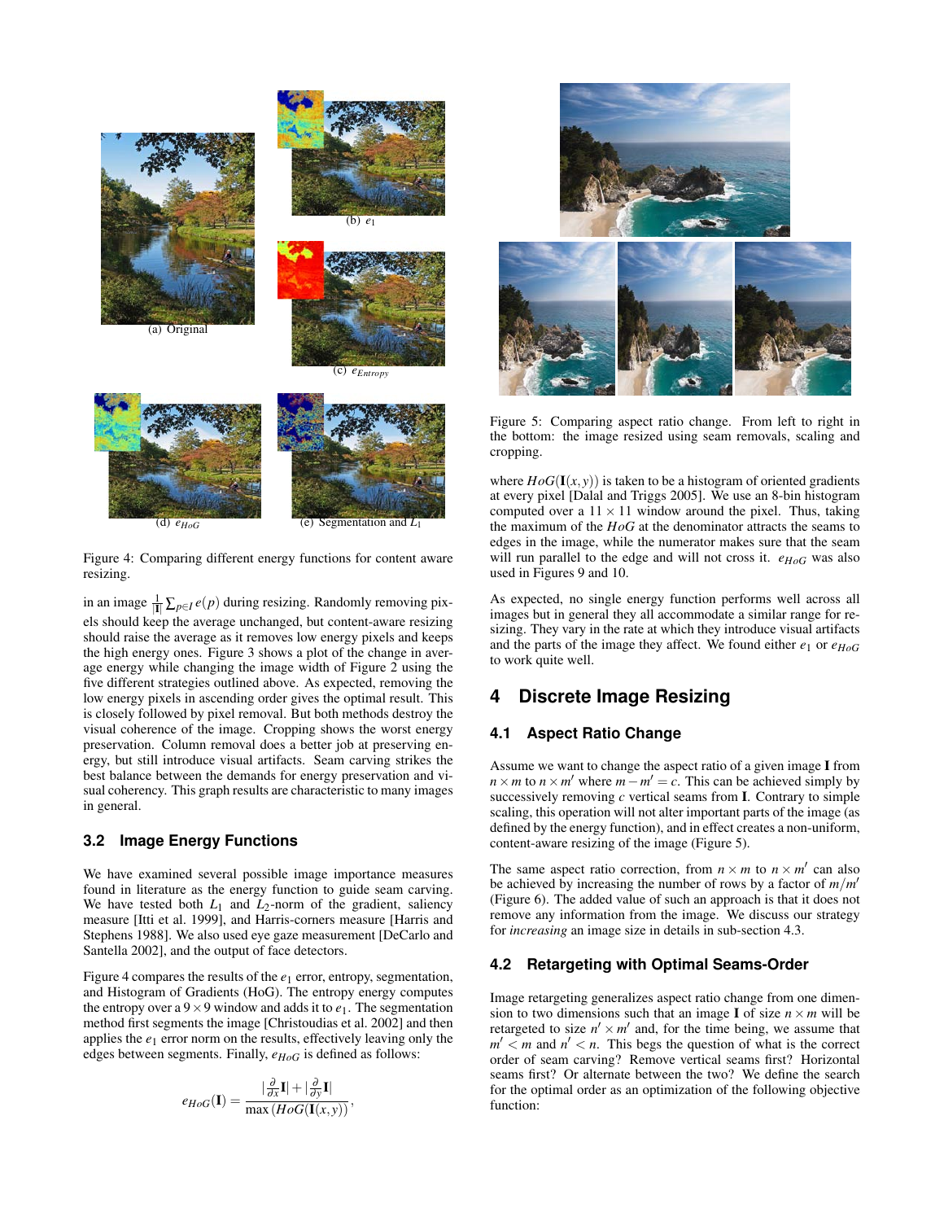(a) Original

(b) $e_1$

(c) $e_{Entropy}$

(d) $e_{HoG}$

(e) Segmentation and $L_1$

Figure 4: Comparing different energy functions for content aware resizing.

in an image $\frac{1}{|\mathbf{I}|}\sum_{p \in I} e(p)$ during resizing. Randomly removing pixels should keep the average unchanged, but content-aware resizing should raise the average as it removes low energy pixels and keeps the high energy ones. Figure 3 shows a plot of the change in average energy while changing the image width of Figure 2 using the five different strategies outlined above. As expected, removing the low energy pixels in ascending order gives the optimal result. This is closely followed by pixel removal. But both methods destroy the visual coherence of the image. Cropping shows the worst energy preservation. Column removal does a better job at preserving energy, but still introduce visual artifacts. Seam carving strikes the best balance between the demands for energy preservation and visual coherency. This graph results are characteristic to many images in general.

### 3.2 Image Energy Functions

We have examined several possible image importance measures found in literature as the energy function to guide seam carving. We have tested both $L_1$ and $L_2$-norm of the gradient, saliency measure [Itti et al. 1999], and Harris-corners measure [Harris and Stephens 1988]. We also used eye gaze measurement [DeCarlo and Santella 2002], and the output of face detectors.

Figure 4 compares the results of the $e_1$ error, entropy, segmentation, and Histogram of Gradients (HoG). The entropy energy computes the entropy over a $9 \times 9$ window and adds it to $e_1$. The segmentation method first segments the image [Christoudias et al. 2002] and then applies the $e_1$ error norm on the results, effectively leaving only the edges between segments. Finally, $e_{HoG}$ is defined as follows:

$$e_{HoG}(\mathbf{I}) = \frac{|\frac{\partial}{\partial x}\mathbf{I}| + |\frac{\partial}{\partial y}\mathbf{I}|}{\max\left(HoG(\mathbf{I}(x,y))\right)},$$

Figure 5: Comparing aspect ratio change. From left to right in the bottom: the image resized using seam removals, scaling and cropping.

where $HoG(\mathbf{I}(x,y))$ is taken to be a histogram of oriented gradients at every pixel [Dalal and Triggs 2005]. We use an 8-bin histogram computed over a $11 \times 11$ window around the pixel. Thus, taking the maximum of the $HoG$ at the denominator attracts the seams to edges in the image, while the numerator makes sure that the seam will run parallel to the edge and will not cross it. $e_{HoG}$ was also used in Figures 9 and 10.

As expected, no single energy function performs well across all images but in general they all accommodate a similar range for resizing. They vary in the rate at which they introduce visual artifacts and the parts of the image they affect. We found either $e_1$ or $e_{HoG}$ to work quite well.

## 4 Discrete Image Resizing

### 4.1 Aspect Ratio Change

Assume we want to change the aspect ratio of a given image $\mathbf{I}$ from $n \times m$ to $n \times m'$ where $m - m' = c$. This can be achieved simply by successively removing $c$ vertical seams from $\mathbf{I}$. Contrary to simple scaling, this operation will not alter important parts of the image (as defined by the energy function), and in effect creates a non-uniform, content-aware resizing of the image (Figure 5).

The same aspect ratio correction, from $n \times m$ to $n \times m'$ can also be achieved by increasing the number of rows by a factor of $m/m'$ (Figure 6). The added value of such an approach is that it does not remove any information from the image. We discuss our strategy for *increasing* an image size in details in sub-section 4.3.

### 4.2 Retargeting with Optimal Seams-Order

Image retargeting generalizes aspect ratio change from one dimension to two dimensions such that an image $\mathbf{I}$ of size $n \times m$ will be retargeted to size $n' \times m'$ and, for the time being, we assume that $m' < m$ and $n' < n$. This begs the question of what is the correct order of seam carving? Remove vertical seams first? Horizontal seams first? Or alternate between the two? We define the search for the optimal order as an optimization of the following objective function: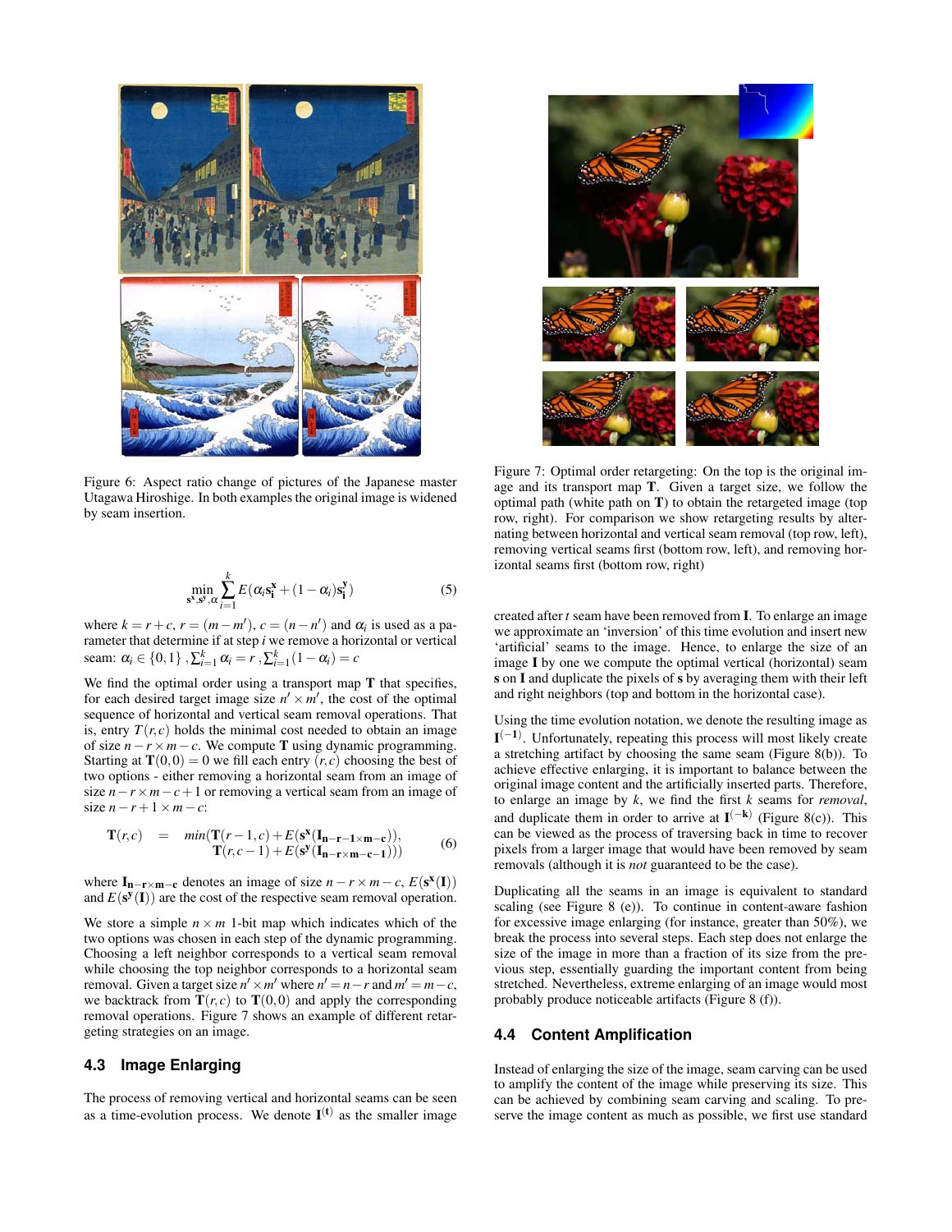Figure 6: Aspect ratio change of pictures of the Japanese master Utagawa Hiroshige. In both examples the original image is widened by seam insertion.

$$\min_{\mathbf{s^x},\mathbf{s^y},\alpha} \sum_{i=1}^{k} E(\alpha_i \mathbf{s_i^x} + (1-\alpha_i)\mathbf{s_i^y}) \tag{5}$$

where $k = r + c$, $r = (m - m')$, $c = (n - n')$ and $\alpha_i$ is used as a parameter that determine if at step $i$ we remove a horizontal or vertical seam: $\alpha_i \in \{0,1\}$ , $\sum_{i=1}^{k} \alpha_i = r$ , $\sum_{i=1}^{k}(1-\alpha_i) = c$

We find the optimal order using a transport map $\mathbf{T}$ that specifies, for each desired target image size $n' \times m'$, the cost of the optimal sequence of horizontal and vertical seam removal operations. That is, entry $T(r,c)$ holds the minimal cost needed to obtain an image of size $n - r \times m - c$. We compute $\mathbf{T}$ using dynamic programming. Starting at $\mathbf{T}(0,0) = 0$ we fill each entry $(r,c)$ choosing the best of two options - either removing a horizontal seam from an image of size $n - r \times m - c + 1$ or removing a vertical seam from an image of size $n - r + 1 \times m - c$:

$$\begin{aligned}\mathbf{T}(r,c) \quad = \quad & min(\mathbf{T}(r-1,c) + E(\mathbf{s^x}(\mathbf{I_{n-r-1\times m-c}})), \\ & \mathbf{T}(r,c-1) + E(\mathbf{s^y}(\mathbf{I_{n-r\times m-c-1}})))\end{aligned} \tag{6}$$

where $\mathbf{I_{n-r\times m-c}}$ denotes an image of size $n - r \times m - c$, $E(\mathbf{s^x}(\mathbf{I}))$ and $E(\mathbf{s^y}(\mathbf{I}))$ are the cost of the respective seam removal operation.

We store a simple $n \times m$ 1-bit map which indicates which of the two options was chosen in each step of the dynamic programming. Choosing a left neighbor corresponds to a vertical seam removal while choosing the top neighbor corresponds to a horizontal seam removal. Given a target size $n' \times m'$ where $n' = n - r$ and $m' = m - c$, we backtrack from $\mathbf{T}(r,c)$ to $\mathbf{T}(0,0)$ and apply the corresponding removal operations. Figure 7 shows an example of different retargeting strategies on an image.

### 4.3 Image Enlarging

The process of removing vertical and horizontal seams can be seen as a time-evolution process. We denote $\mathbf{I^{(t)}}$ as the smaller image created after $t$ seam have been removed from $\mathbf{I}$. To enlarge an image we approximate an 'inversion' of this time evolution and insert new 'artificial' seams to the image. Hence, to enlarge the size of an image $\mathbf{I}$ by one we compute the optimal vertical (horizontal) seam $\mathbf{s}$ on $\mathbf{I}$ and duplicate the pixels of $\mathbf{s}$ by averaging them with their left and right neighbors (top and bottom in the horizontal case).

Using the time evolution notation, we denote the resulting image as $\mathbf{I^{(-1)}}$. Unfortunately, repeating this process will most likely create a stretching artifact by choosing the same seam (Figure 8(b)). To achieve effective enlarging, it is important to balance between the original image content and the artificially inserted parts. Therefore, to enlarge an image by $k$, we find the first $k$ seams for *removal*, and duplicate them in order to arrive at $\mathbf{I^{(-k)}}$ (Figure 8(c)). This can be viewed as the process of traversing back in time to recover pixels from a larger image that would have been removed by seam removals (although it is *not* guaranteed to be the case).

Duplicating all the seams in an image is equivalent to standard scaling (see Figure 8 (e)). To continue in content-aware fashion for excessive image enlarging (for instance, greater than 50%), we break the process into several steps. Each step does not enlarge the size of the image in more than a fraction of its size from the previous step, essentially guarding the important content from being stretched. Nevertheless, extreme enlarging of an image would most probably produce noticeable artifacts (Figure 8 (f)).

Figure 7: Optimal order retargeting: On the top is the original image and its transport map $\mathbf{T}$. Given a target size, we follow the optimal path (white path on $\mathbf{T}$) to obtain the retargeted image (top row, right). For comparison we show retargeting results by alternating between horizontal and vertical seam removal (top row, left), removing vertical seams first (bottom row, left), and removing horizontal seams first (bottom row, right)

### 4.4 Content Amplification

Instead of enlarging the size of the image, seam carving can be used to amplify the content of the image while preserving its size. This can be achieved by combining seam carving and scaling. To preserve the image content as much as possible, we first use standard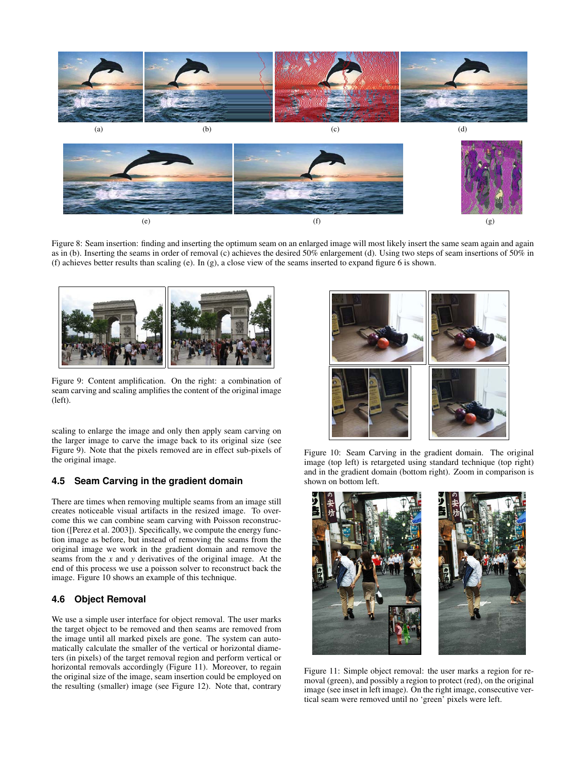(a) (b) (c) (d)

(e) (f) (g)

Figure 8: Seam insertion: finding and inserting the optimum seam on an enlarged image will most likely insert the same seam again and again as in (b). Inserting the seams in order of removal (c) achieves the desired 50% enlargement (d). Using two steps of seam insertions of 50% in (f) achieves better results than scaling (e). In (g), a close view of the seams inserted to expand figure 6 is shown.

Figure 9: Content amplification. On the right: a combination of seam carving and scaling amplifies the content of the original image (left).

scaling to enlarge the image and only then apply seam carving on the larger image to carve the image back to its original size (see Figure 9). Note that the pixels removed are in effect sub-pixels of the original image.

### 4.5 Seam Carving in the gradient domain

There are times when removing multiple seams from an image still creates noticeable visual artifacts in the resized image. To overcome this we can combine seam carving with Poisson reconstruction ([Perez et al. 2003]). Specifically, we compute the energy function image as before, but instead of removing the seams from the original image we work in the gradient domain and remove the seams from the $x$ and $y$ derivatives of the original image. At the end of this process we use a poisson solver to reconstruct back the image. Figure 10 shows an example of this technique.

### 4.6 Object Removal

We use a simple user interface for object removal. The user marks the target object to be removed and then seams are removed from the image until all marked pixels are gone. The system can automatically calculate the smaller of the vertical or horizontal diameters (in pixels) of the target removal region and perform vertical or horizontal removals accordingly (Figure 11). Moreover, to regain the original size of the image, seam insertion could be employed on the resulting (smaller) image (see Figure 12). Note that, contrary

Figure 10: Seam Carving in the gradient domain. The original image (top left) is retargeted using standard technique (top right) and in the gradient domain (bottom right). Zoom in comparison is shown on bottom left.

Figure 11: Simple object removal: the user marks a region for removal (green), and possibly a region to protect (red), on the original image (see inset in left image). On the right image, consecutive vertical seam were removed until no 'green' pixels were left.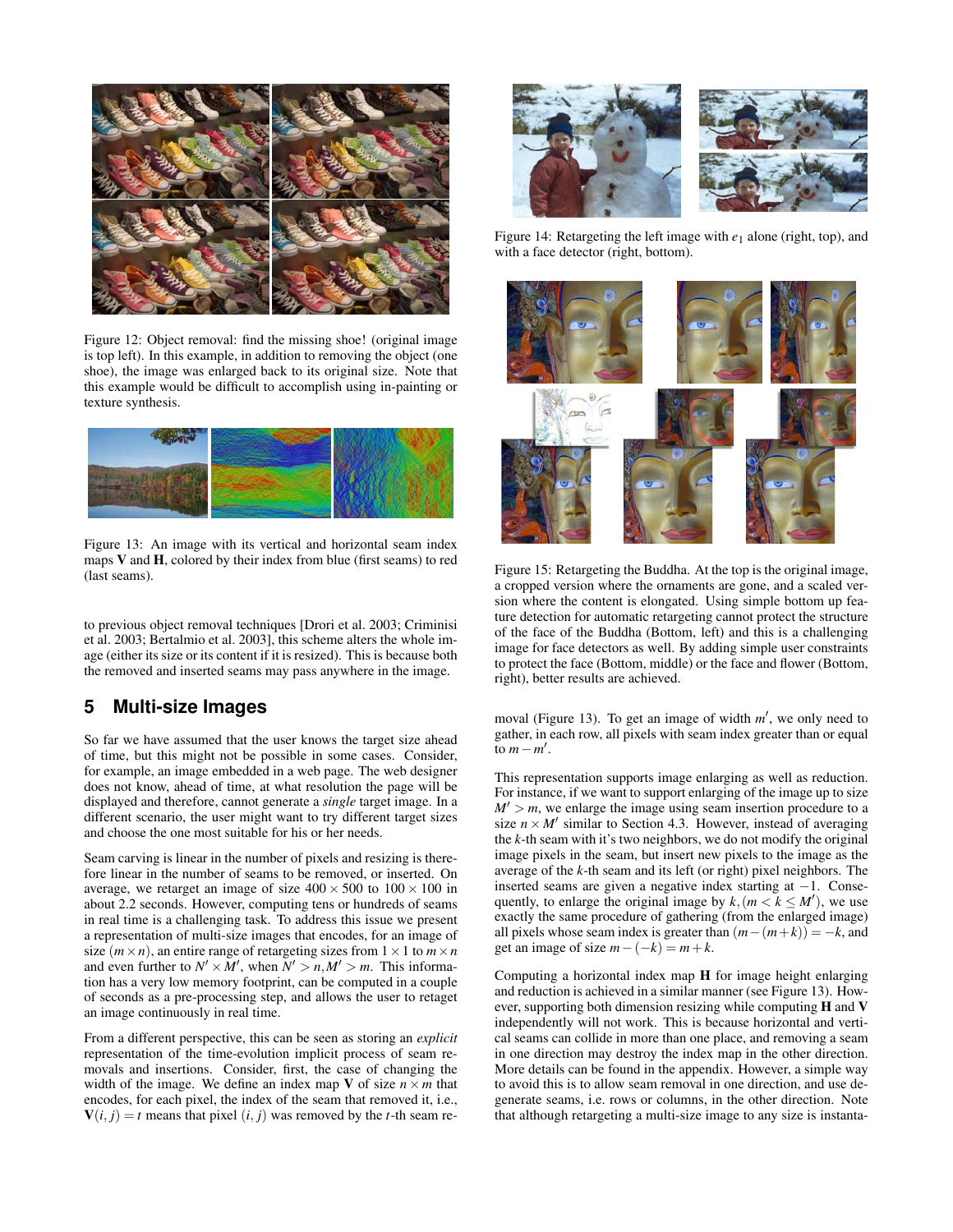Figure 12: Object removal: find the missing shoe! (original image is top left). In this example, in addition to removing the object (one shoe), the image was enlarged back to its original size. Note that this example would be difficult to accomplish using in-painting or texture synthesis.

Figure 13: An image with its vertical and horizontal seam index maps **V** and **H**, colored by their index from blue (first seams) to red (last seams).

to previous object removal techniques [Drori et al. 2003; Criminisi et al. 2003; Bertalmio et al. 2003], this scheme alters the whole image (either its size or its content if it is resized). This is because both the removed and inserted seams may pass anywhere in the image.

## 5 Multi-size Images

So far we have assumed that the user knows the target size ahead of time, but this might not be possible in some cases. Consider, for example, an image embedded in a web page. The web designer does not know, ahead of time, at what resolution the page will be displayed and therefore, cannot generate a *single* target image. In a different scenario, the user might want to try different target sizes and choose the one most suitable for his or her needs.

Seam carving is linear in the number of pixels and resizing is therefore linear in the number of seams to be removed, or inserted. On average, we retarget an image of size $400 \times 500$ to $100 \times 100$ in about 2.2 seconds. However, computing tens or hundreds of seams in real time is a challenging task. To address this issue we present a representation of multi-size images that encodes, for an image of size $(m \times n)$, an entire range of retargeting sizes from $1 \times 1$ to $m \times n$ and even further to $N' \times M'$, when $N' > n, M' > m$. This information has a very low memory footprint, can be computed in a couple of seconds as a pre-processing step, and allows the user to retaget an image continuously in real time.

From a different perspective, this can be seen as storing an *explicit* representation of the time-evolution implicit process of seam removals and insertions. Consider, first, the case of changing the width of the image. We define an index map **V** of size $n \times m$ that encodes, for each pixel, the index of the seam that removed it, i.e., $\mathbf{V}(i, j) = t$ means that pixel $(i, j)$ was removed by the $t$-th seam removal (Figure 13). To get an image of width $m'$, we only need to gather, in each row, all pixels with seam index greater than or equal to $m - m'$.

Figure 14: Retargeting the left image with $e_1$ alone (right, top), and with a face detector (right, bottom).

Figure 15: Retargeting the Buddha. At the top is the original image, a cropped version where the ornaments are gone, and a scaled version where the content is elongated. Using simple bottom up feature detection for automatic retargeting cannot protect the structure of the face of the Buddha (Bottom, left) and this is a challenging image for face detectors as well. By adding simple user constraints to protect the face (Bottom, middle) or the face and flower (Bottom, right), better results are achieved.

This representation supports image enlarging as well as reduction. For instance, if we want to support enlarging of the image up to size $M' > m$, we enlarge the image using seam insertion procedure to a size $n \times M'$ similar to Section 4.3. However, instead of averaging the $k$-th seam with it's two neighbors, we do not modify the original image pixels in the seam, but insert new pixels to the image as the average of the $k$-th seam and its left (or right) pixel neighbors. The inserted seams are given a negative index starting at $-1$. Consequently, to enlarge the original image by $k, (m < k \leq M')$, we use exactly the same procedure of gathering (from the enlarged image) all pixels whose seam index is greater than $(m - (m+k)) = -k$, and get an image of size $m - (-k) = m + k$.

Computing a horizontal index map **H** for image height enlarging and reduction is achieved in a similar manner (see Figure 13). However, supporting both dimension resizing while computing **H** and **V** independently will not work. This is because horizontal and vertical seams can collide in more than one place, and removing a seam in one direction may destroy the index map in the other direction. More details can be found in the appendix. However, a simple way to avoid this is to allow seam removal in one direction, and use degenerate seams, i.e. rows or columns, in the other direction. Note that although retargeting a multi-size image to any size is instanta-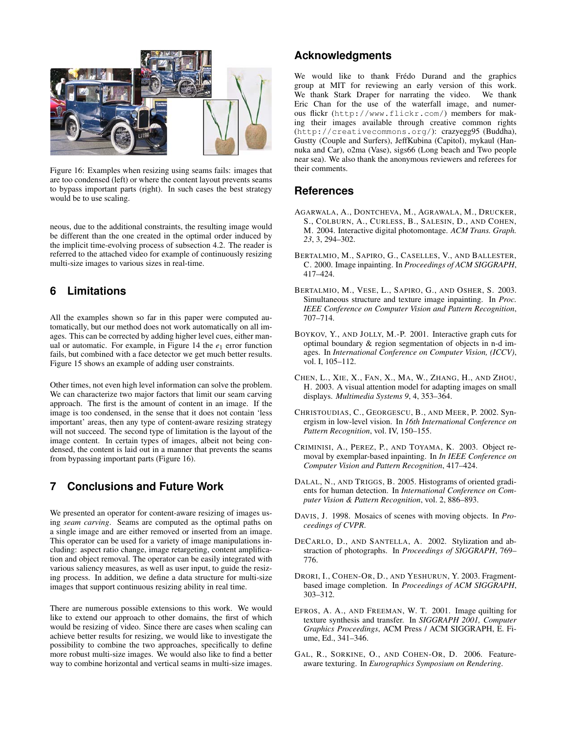Figure 16: Examples when resizing using seams fails: images that are too condensed (left) or where the content layout prevents seams to bypass important parts (right). In such cases the best strategy would be to use scaling.

neous, due to the additional constraints, the resulting image would be different than the one created in the optimal order induced by the implicit time-evolving process of subsection 4.2. The reader is referred to the attached video for example of continuously resizing multi-size images to various sizes in real-time.

## 6 Limitations

All the examples shown so far in this paper were computed automatically, but our method does not work automatically on all images. This can be corrected by adding higher level cues, either manual or automatic. For example, in Figure 14 the $e_1$ error function fails, but combined with a face detector we get much better results. Figure 15 shows an example of adding user constraints.

Other times, not even high level information can solve the problem. We can characterize two major factors that limit our seam carving approach. The first is the amount of content in an image. If the image is too condensed, in the sense that it does not contain 'less important' areas, then any type of content-aware resizing strategy will not succeed. The second type of limitation is the layout of the image content. In certain types of images, albeit not being condensed, the content is laid out in a manner that prevents the seams from bypassing important parts (Figure 16).

## 7 Conclusions and Future Work

We presented an operator for content-aware resizing of images using *seam carving*. Seams are computed as the optimal paths on a single image and are either removed or inserted from an image. This operator can be used for a variety of image manipulations including: aspect ratio change, image retargeting, content amplification and object removal. The operator can be easily integrated with various saliency measures, as well as user input, to guide the resizing process. In addition, we define a data structure for multi-size images that support continuous resizing ability in real time.

There are numerous possible extensions to this work. We would like to extend our approach to other domains, the first of which would be resizing of video. Since there are cases when scaling can achieve better results for resizing, we would like to investigate the possibility to combine the two approaches, specifically to define more robust multi-size images. We would also like to find a better way to combine horizontal and vertical seams in multi-size images.

## Acknowledgments

We would like to thank Frédo Durand and the graphics group at MIT for reviewing an early version of this work. We thank Stark Draper for narrating the video. We thank Eric Chan for the use of the waterfall image, and numerous flickr (http://www.flickr.com/) members for making their images available through creative common rights (http://creativecommons.org/): crazyegg95 (Buddha), Gustty (Couple and Surfers), JeffKubina (Capitol), mykaul (Hannuka and Car), o2ma (Vase), sigs66 (Long beach and Two people near sea). We also thank the anonymous reviewers and referees for their comments.

## References

AGARWALA, A., DONTCHEVA, M., AGRAWALA, M., DRUCKER, S., COLBURN, A., CURLESS, B., SALESIN, D., AND COHEN, M. 2004. Interactive digital photomontage. *ACM Trans. Graph. 23*, 3, 294–302.

BERTALMIO, M., SAPIRO, G., CASELLES, V., AND BALLESTER, C. 2000. Image inpainting. In *Proceedings of ACM SIGGRAPH*, 417–424.

BERTALMIO, M., VESE, L., SAPIRO, G., AND OSHER, S. 2003. Simultaneous structure and texture image inpainting. In *Proc. IEEE Conference on Computer Vision and Pattern Recognition*, 707–714.

BOYKOV, Y., AND JOLLY, M.-P. 2001. Interactive graph cuts for optimal boundary & region segmentation of objects in n-d images. In *International Conference on Computer Vision, (ICCV)*, vol. I, 105–112.

CHEN, L., XIE, X., FAN, X., MA, W., ZHANG, H., AND ZHOU, H. 2003. A visual attention model for adapting images on small displays. *Multimedia Systems 9*, 4, 353–364.

CHRISTOUDIAS, C., GEORGESCU, B., AND MEER, P. 2002. Synergism in low-level vision. In *16th International Conference on Pattern Recognition*, vol. IV, 150–155.

CRIMINISI, A., PEREZ, P., AND TOYAMA, K. 2003. Object removal by exemplar-based inpainting. In *In IEEE Conference on Computer Vision and Pattern Recognition*, 417–424.

DALAL, N., AND TRIGGS, B. 2005. Histograms of oriented gradients for human detection. In *International Conference on Computer Vision & Pattern Recognition*, vol. 2, 886–893.

DAVIS, J. 1998. Mosaics of scenes with moving objects. In *Proceedings of CVPR*.

DECARLO, D., AND SANTELLA, A. 2002. Stylization and abstraction of photographs. In *Proceedings of SIGGRAPH*, 769–776.

DRORI, I., COHEN-OR, D., AND YESHURUN, Y. 2003. Fragment-based image completion. In *Proceedings of ACM SIGGRAPH*, 303–312.

EFROS, A. A., AND FREEMAN, W. T. 2001. Image quilting for texture synthesis and transfer. In *SIGGRAPH 2001, Computer Graphics Proceedings*, ACM Press / ACM SIGGRAPH, E. Fiume, Ed., 341–346.

GAL, R., SORKINE, O., AND COHEN-OR, D. 2006. Feature-aware texturing. In *Eurographics Symposium on Rendering*.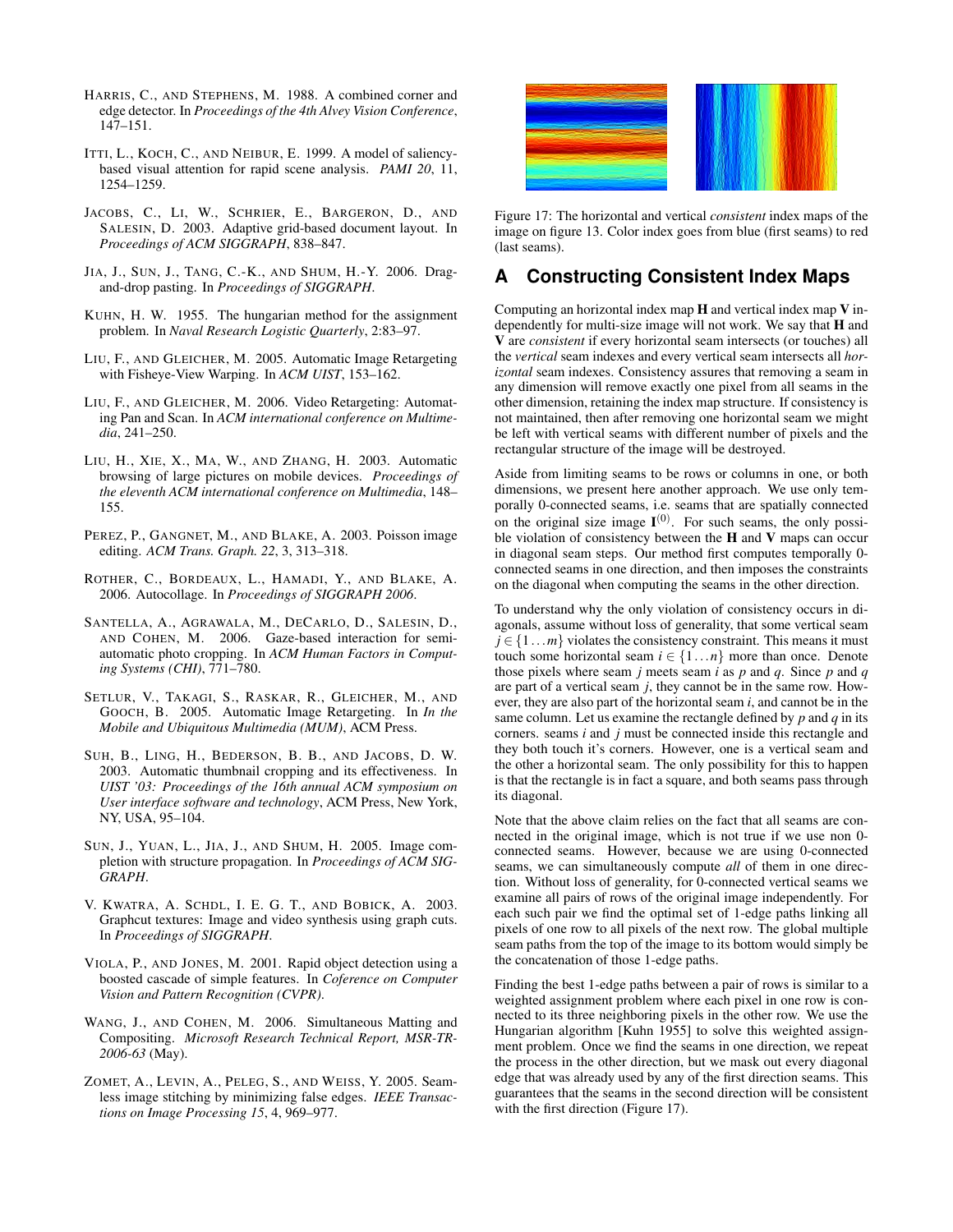HARRIS, C., AND STEPHENS, M. 1988. A combined corner and edge detector. In *Proceedings of the 4th Alvey Vision Conference*, 147–151.

ITTI, L., KOCH, C., AND NEIBUR, E. 1999. A model of saliency-based visual attention for rapid scene analysis. *PAMI 20*, 11, 1254–1259.

JACOBS, C., LI, W., SCHRIER, E., BARGERON, D., AND SALESIN, D. 2003. Adaptive grid-based document layout. In *Proceedings of ACM SIGGRAPH*, 838–847.

JIA, J., SUN, J., TANG, C.-K., AND SHUM, H.-Y. 2006. Drag-and-drop pasting. In *Proceedings of SIGGRAPH*.

KUHN, H. W. 1955. The hungarian method for the assignment problem. In *Naval Research Logistic Quarterly*, 2:83–97.

LIU, F., AND GLEICHER, M. 2005. Automatic Image Retargeting with Fisheye-View Warping. In *ACM UIST*, 153–162.

LIU, F., AND GLEICHER, M. 2006. Video Retargeting: Automating Pan and Scan. In *ACM international conference on Multimedia*, 241–250.

LIU, H., XIE, X., MA, W., AND ZHANG, H. 2003. Automatic browsing of large pictures on mobile devices. *Proceedings of the eleventh ACM international conference on Multimedia*, 148–155.

PEREZ, P., GANGNET, M., AND BLAKE, A. 2003. Poisson image editing. *ACM Trans. Graph. 22*, 3, 313–318.

ROTHER, C., BORDEAUX, L., HAMADI, Y., AND BLAKE, A. 2006. Autocollage. In *Proceedings of SIGGRAPH 2006*.

SANTELLA, A., AGRAWALA, M., DECARLO, D., SALESIN, D., AND COHEN, M. 2006. Gaze-based interaction for semi-automatic photo cropping. In *ACM Human Factors in Computing Systems (CHI)*, 771–780.

SETLUR, V., TAKAGI, S., RASKAR, R., GLEICHER, M., AND GOOCH, B. 2005. Automatic Image Retargeting. In *In the Mobile and Ubiquitous Multimedia (MUM)*, ACM Press.

SUH, B., LING, H., BEDERSON, B. B., AND JACOBS, D. W. 2003. Automatic thumbnail cropping and its effectiveness. In *UIST '03: Proceedings of the 16th annual ACM symposium on User interface software and technology*, ACM Press, New York, NY, USA, 95–104.

SUN, J., YUAN, L., JIA, J., AND SHUM, H. 2005. Image completion with structure propagation. In *Proceedings of ACM SIGGRAPH*.

V. KWATRA, A. SCHDL, I. E. G. T., AND BOBICK, A. 2003. Graphcut textures: Image and video synthesis using graph cuts. In *Proceedings of SIGGRAPH*.

VIOLA, P., AND JONES, M. 2001. Rapid object detection using a boosted cascade of simple features. In *Coference on Computer Vision and Pattern Recognition (CVPR)*.

WANG, J., AND COHEN, M. 2006. Simultaneous Matting and Compositing. *Microsoft Research Technical Report, MSR-TR-2006-63* (May).

ZOMET, A., LEVIN, A., PELEG, S., AND WEISS, Y. 2005. Seamless image stitching by minimizing false edges. *IEEE Transactions on Image Processing 15*, 4, 969–977.

Figure 17: The horizontal and vertical *consistent* index maps of the image on figure 13. Color index goes from blue (first seams) to red (last seams).

# A Constructing Consistent Index Maps

Computing an horizontal index map $\mathbf{H}$ and vertical index map $\mathbf{V}$ independently for multi-size image will not work. We say that $\mathbf{H}$ and $\mathbf{V}$ are *consistent* if every horizontal seam intersects (or touches) all the *vertical* seam indexes and every vertical seam intersects all *horizontal* seam indexes. Consistency assures that removing a seam in any dimension will remove exactly one pixel from all seams in the other dimension, retaining the index map structure. If consistency is not maintained, then after removing one horizontal seam we might be left with vertical seams with different number of pixels and the rectangular structure of the image will be destroyed.

Aside from limiting seams to be rows or columns in one, or both dimensions, we present here another approach. We use only temporally 0-connected seams, i.e. seams that are spatially connected on the original size image $\mathbf{I}^{(0)}$. For such seams, the only possible violation of consistency between the $\mathbf{H}$ and $\mathbf{V}$ maps can occur in diagonal seam steps. Our method first computes temporally 0-connected seams in one direction, and then imposes the constraints on the diagonal when computing the seams in the other direction.

To understand why the only violation of consistency occurs in diagonals, assume without loss of generality, that some vertical seam $j \in \{1 \ldots m\}$ violates the consistency constraint. This means it must touch some horizontal seam $i \in \{1 \ldots n\}$ more than once. Denote those pixels where seam $j$ meets seam $i$ as $p$ and $q$. Since $p$ and $q$ are part of a vertical seam $j$, they cannot be in the same row. However, they are also part of the horizontal seam $i$, and cannot be in the same column. Let us examine the rectangle defined by $p$ and $q$ in its corners. seams $i$ and $j$ must be connected inside this rectangle and they both touch it's corners. However, one is a vertical seam and the other a horizontal seam. The only possibility for this to happen is that the rectangle is in fact a square, and both seams pass through its diagonal.

Note that the above claim relies on the fact that all seams are connected in the original image, which is not true if we use non 0-connected seams. However, because we are using 0-connected seams, we can simultaneously compute *all* of them in one direction. Without loss of generality, for 0-connected vertical seams we examine all pairs of rows of the original image independently. For each such pair we find the optimal set of 1-edge paths linking all pixels of one row to all pixels of the next row. The global multiple seam paths from the top of the image to its bottom would simply be the concatenation of those 1-edge paths.

Finding the best 1-edge paths between a pair of rows is similar to a weighted assignment problem where each pixel in one row is connected to its three neighboring pixels in the other row. We use the Hungarian algorithm [Kuhn 1955] to solve this weighted assignment problem. Once we find the seams in one direction, we repeat the process in the other direction, but we mask out every diagonal edge that was already used by any of the first direction seams. This guarantees that the seams in the second direction will be consistent with the first direction (Figure 17).